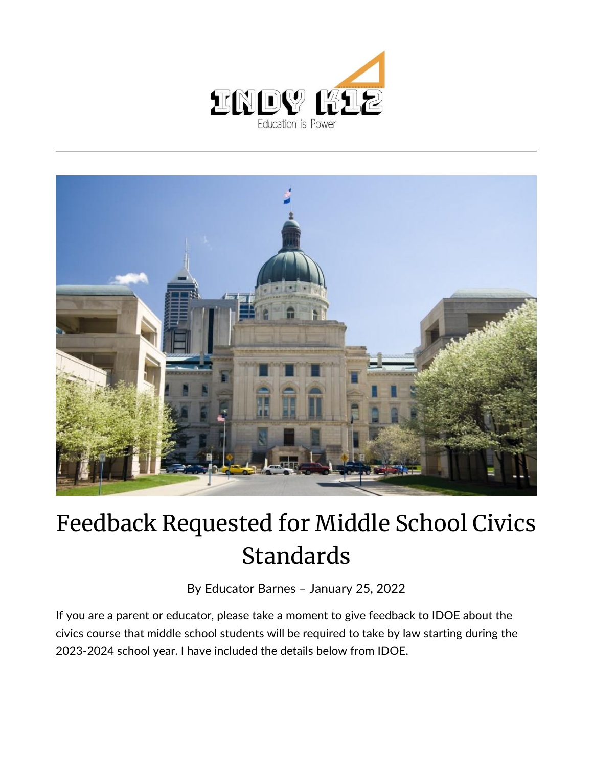# Feedback Requested for Middle School Civics Standards

By Educator Barnes – January 25, 2022

If you are a parent or educator, please take a moment to give feedback to IDOE about the civics course that middle school students will be required to take by law starting during the 2023-2024 school year. I have included the details below from IDOE.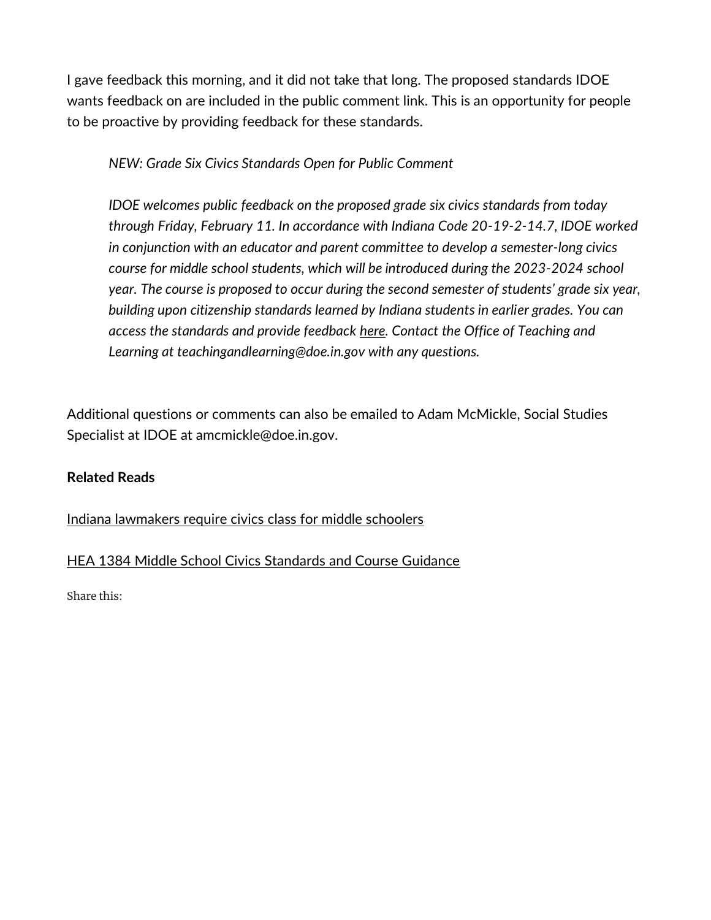I gave feedback this morning, and it did not take that long. The proposed standards IDOE wants feedback on are included in the public comment link. This is an opportunity for people to be proactive by providing feedback for these standards.

> *NEW: Grade Six Civics Standards Open for Public Comment*
>
> *IDOE welcomes public feedback on the proposed grade six civics standards from today through Friday, February 11. In accordance with Indiana Code 20-19-2-14.7, IDOE worked in conjunction with an educator and parent committee to develop a semester-long civics course for middle school students, which will be introduced during the 2023-2024 school year. The course is proposed to occur during the second semester of students' grade six year, building upon citizenship standards learned by Indiana students in earlier grades. You can access the standards and provide feedback here. Contact the Office of Teaching and Learning at teachingandlearning@doe.in.gov with any questions.*

Additional questions or comments can also be emailed to Adam McMickle, Social Studies Specialist at IDOE at amcmickle@doe.in.gov.

**Related Reads**

Indiana lawmakers require civics class for middle schoolers

HEA 1384 Middle School Civics Standards and Course Guidance

Share this: